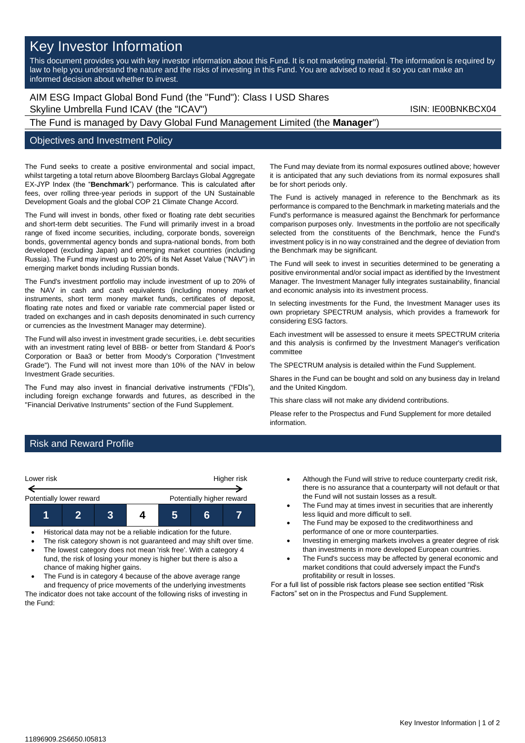# Key Investor Information

This document provides you with key investor information about this Fund. It is not marketing material. The information is required by law to help you understand the nature and the risks of investing in this Fund. You are advised to read it so you can make an informed decision about whether to invest.

AIM ESG Impact Global Bond Fund (the "Fund"): Class I USD Shares
Skyline Umbrella Fund ICAV (the "ICAV") ISIN: IE00BNKBCX04

The Fund is managed by Davy Global Fund Management Limited (the **Manager**")

## Objectives and Investment Policy

The Fund seeks to create a positive environmental and social impact, whilst targeting a total return above Bloomberg Barclays Global Aggregate EX-JYP Index (the "**Benchmark**") performance. This is calculated after fees, over rolling three-year periods in support of the UN Sustainable Development Goals and the global COP 21 Climate Change Accord.

The Fund will invest in bonds, other fixed or floating rate debt securities and short-term debt securities. The Fund will primarily invest in a broad range of fixed income securities, including, corporate bonds, sovereign bonds, governmental agency bonds and supra-national bonds, from both developed (excluding Japan) and emerging market countries (including Russia). The Fund may invest up to 20% of its Net Asset Value ("NAV") in emerging market bonds including Russian bonds.

The Fund's investment portfolio may include investment of up to 20% of the NAV in cash and cash equivalents (including money market instruments, short term money market funds, certificates of deposit, floating rate notes and fixed or variable rate commercial paper listed or traded on exchanges and in cash deposits denominated in such currency or currencies as the Investment Manager may determine).

The Fund will also invest in investment grade securities, i.e. debt securities with an investment rating level of BBB- or better from Standard & Poor's Corporation or Baa3 or better from Moody's Corporation ("Investment Grade"). The Fund will not invest more than 10% of the NAV in below Investment Grade securities.

The Fund may also invest in financial derivative instruments ("FDIs"), including foreign exchange forwards and futures, as described in the "Financial Derivative Instruments" section of the Fund Supplement.

The Fund may deviate from its normal exposures outlined above; however it is anticipated that any such deviations from its normal exposures shall be for short periods only.

The Fund is actively managed in reference to the Benchmark as its performance is compared to the Benchmark in marketing materials and the Fund's performance is measured against the Benchmark for performance comparison purposes only. Investments in the portfolio are not specifically selected from the constituents of the Benchmark, hence the Fund's investment policy is in no way constrained and the degree of deviation from the Benchmark may be significant.

The Fund will seek to invest in securities determined to be generating a positive environmental and/or social impact as identified by the Investment Manager. The Investment Manager fully integrates sustainability, financial and economic analysis into its investment process.

In selecting investments for the Fund, the Investment Manager uses its own proprietary SPECTRUM analysis, which provides a framework for considering ESG factors.

Each investment will be assessed to ensure it meets SPECTRUM criteria and this analysis is confirmed by the Investment Manager's verification committee

The SPECTRUM analysis is detailed within the Fund Supplement.

Shares in the Fund can be bought and sold on any business day in Ireland and the United Kingdom.

This share class will not make any dividend contributions.

Please refer to the Prospectus and Fund Supplement for more detailed information.

## Risk and Reward Profile

| Lower risk | | | | | | Higher risk |
|---|---|---|---|---|---|---|
| Potentially lower reward | | | | | | Potentially higher reward |
| 1 | 2 | 3 | **4** | 5 | 6 | 7 |

- Historical data may not be a reliable indication for the future.
- The risk category shown is not guaranteed and may shift over time.
- The lowest category does not mean 'risk free'. With a category 4 fund, the risk of losing your money is higher but there is also a chance of making higher gains.
- The Fund is in category 4 because of the above average range and frequency of price movements of the underlying investments

The indicator does not take account of the following risks of investing in the Fund:

- Although the Fund will strive to reduce counterparty credit risk, there is no assurance that a counterparty will not default or that the Fund will not sustain losses as a result.
- The Fund may at times invest in securities that are inherently less liquid and more difficult to sell.
- The Fund may be exposed to the creditworthiness and performance of one or more counterparties.
- Investing in emerging markets involves a greater degree of risk than investments in more developed European countries.
- The Fund's success may be affected by general economic and market conditions that could adversely impact the Fund's profitability or result in losses.

For a full list of possible risk factors please see section entitled "Risk Factors" set on in the Prospectus and Fund Supplement.

11896909.2S6650.I05813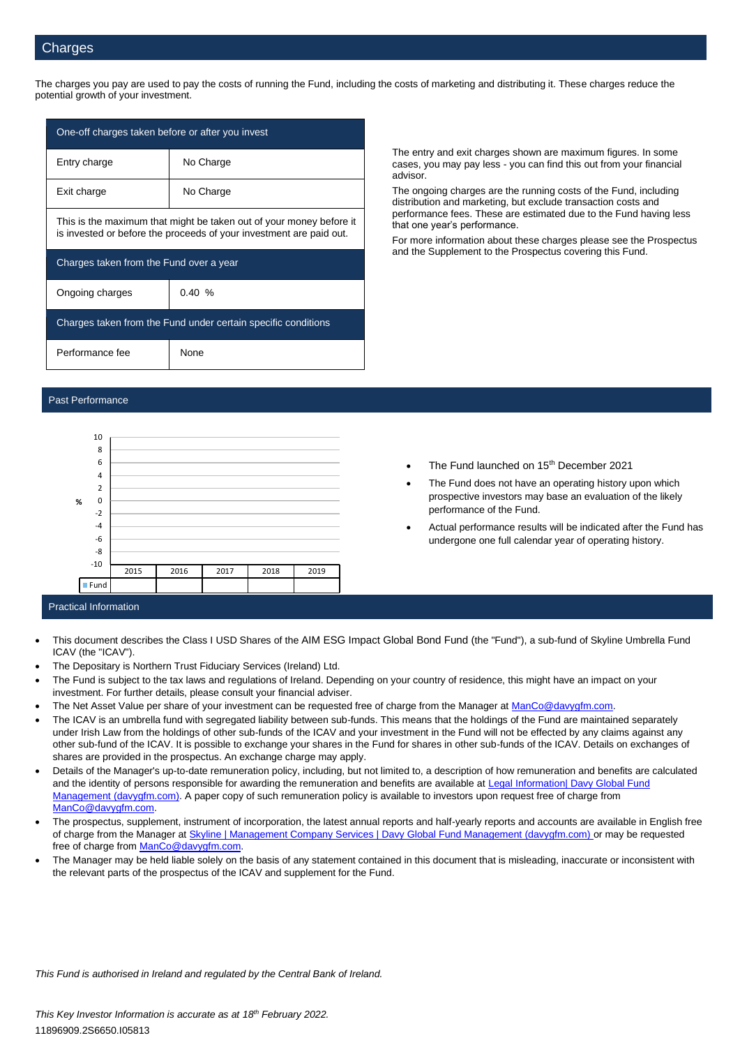## Charges

The charges you pay are used to pay the costs of running the Fund, including the costs of marketing and distributing it. These charges reduce the potential growth of your investment.

| One-off charges taken before or after you invest | |
|---|---|
| Entry charge | No Charge |
| Exit charge | No Charge |
| This is the maximum that might be taken out of your money before it is invested or before the proceeds of your investment are paid out. | |
| **Charges taken from the Fund over a year** | |
| Ongoing charges | 0.40 % |
| **Charges taken from the Fund under certain specific conditions** | |
| Performance fee | None |

The entry and exit charges shown are maximum figures. In some cases, you may pay less - you can find this out from your financial advisor.

The ongoing charges are the running costs of the Fund, including distribution and marketing, but exclude transaction costs and performance fees. These are estimated due to the Fund having less that one year's performance.

For more information about these charges please see the Prospectus and the Supplement to the Prospectus covering this Fund.

## Past Performance

10
8
6
4
2
%
0
-2
-4
-6
-8
-10
2015 2016 2017 2018 2019
Fund

- The Fund launched on 15th December 2021
- The Fund does not have an operating history upon which prospective investors may base an evaluation of the likely performance of the Fund.
- Actual performance results will be indicated after the Fund has undergone one full calendar year of operating history.

## Practical Information

- This document describes the Class I USD Shares of the AIM ESG Impact Global Bond Fund (the "Fund"), a sub-fund of Skyline Umbrella Fund ICAV (the "ICAV").
- The Depositary is Northern Trust Fiduciary Services (Ireland) Ltd.
- The Fund is subject to the tax laws and regulations of Ireland. Depending on your country of residence, this might have an impact on your investment. For further details, please consult your financial adviser.
- The Net Asset Value per share of your investment can be requested free of charge from the Manager at ManCo@davygfm.com.
- The ICAV is an umbrella fund with segregated liability between sub-funds. This means that the holdings of the Fund are maintained separately under Irish Law from the holdings of other sub-funds of the ICAV and your investment in the Fund will not be effected by any claims against any other sub-fund of the ICAV. It is possible to exchange your shares in the Fund for shares in other sub-funds of the ICAV. Details on exchanges of shares are provided in the prospectus. An exchange charge may apply.
- Details of the Manager's up-to-date remuneration policy, including, but not limited to, a description of how remuneration and benefits are calculated and the identity of persons responsible for awarding the remuneration and benefits are available at Legal Information| Davy Global Fund Management (davygfm.com). A paper copy of such remuneration policy is available to investors upon request free of charge from ManCo@davygfm.com.
- The prospectus, supplement, instrument of incorporation, the latest annual reports and half-yearly reports and accounts are available in English free of charge from the Manager at Skyline | Management Company Services | Davy Global Fund Management (davygfm.com) or may be requested free of charge from ManCo@davygfm.com.
- The Manager may be held liable solely on the basis of any statement contained in this document that is misleading, inaccurate or inconsistent with the relevant parts of the prospectus of the ICAV and supplement for the Fund.

*This Fund is authorised in Ireland and regulated by the Central Bank of Ireland.*

*This Key Investor Information is accurate as at 18th February 2022.*

11896909.2S6650.I05813